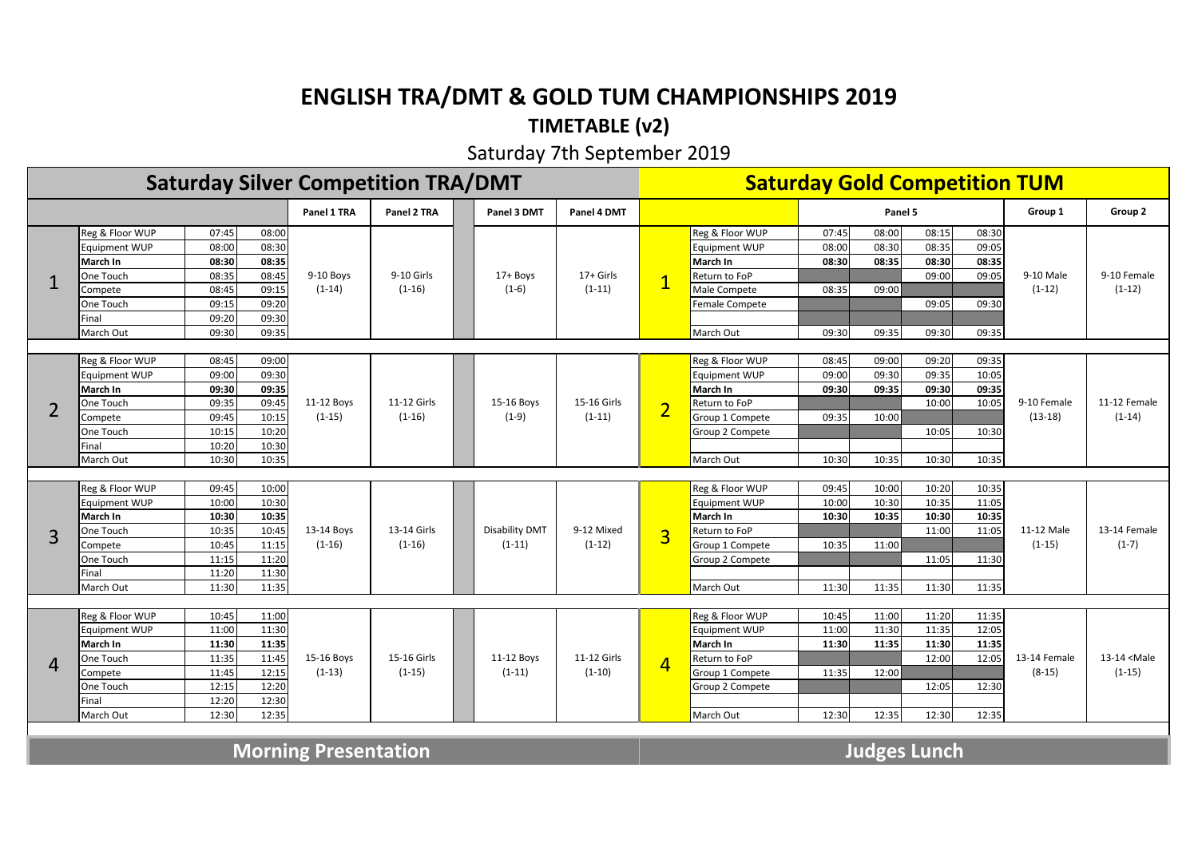# ENGLISH TRA/DMT & GOLD TUM CHAMPIONSHIPS 2019

## TIMETABLE (v2)

Saturday 7th September 2019

## Saturday Silver Competition TRA/DMT

| Round | Activity | Start | End | Panel 1 TRA | Panel 2 TRA | Panel 3 DMT | Panel 4 DMT |
|---|---|---|---|---|---|---|---|
| 1 | Reg & Floor WUP | 07:45 | 08:00 | 9-10 Boys (1-14) | 9-10 Girls (1-16) | 17+ Boys (1-6) | 17+ Girls (1-11) |
| | Equipment WUP | 08:00 | 08:30 | | | | |
| | **March In** | **08:30** | **08:35** | | | | |
| | One Touch | 08:35 | 08:45 | | | | |
| | Compete | 08:45 | 09:15 | | | | |
| | One Touch | 09:15 | 09:20 | | | | |
| | Final | 09:20 | 09:30 | | | | |
| | March Out | 09:30 | 09:35 | | | | |
| 2 | Reg & Floor WUP | 08:45 | 09:00 | 11-12 Boys (1-15) | 11-12 Girls (1-16) | 15-16 Boys (1-9) | 15-16 Girls (1-11) |
| | Equipment WUP | 09:00 | 09:30 | | | | |
| | **March In** | **09:30** | **09:35** | | | | |
| | One Touch | 09:35 | 09:45 | | | | |
| | Compete | 09:45 | 10:15 | | | | |
| | One Touch | 10:15 | 10:20 | | | | |
| | Final | 10:20 | 10:30 | | | | |
| | March Out | 10:30 | 10:35 | | | | |
| 3 | Reg & Floor WUP | 09:45 | 10:00 | 13-14 Boys (1-16) | 13-14 Girls (1-16) | Disability DMT (1-11) | 9-12 Mixed (1-12) |
| | Equipment WUP | 10:00 | 10:30 | | | | |
| | **March In** | **10:30** | **10:35** | | | | |
| | One Touch | 10:35 | 10:45 | | | | |
| | Compete | 10:45 | 11:15 | | | | |
| | One Touch | 11:15 | 11:20 | | | | |
| | Final | 11:20 | 11:30 | | | | |
| | March Out | 11:30 | 11:35 | | | | |
| 4 | Reg & Floor WUP | 10:45 | 11:00 | 15-16 Boys (1-13) | 15-16 Girls (1-15) | 11-12 Boys (1-11) | 11-12 Girls (1-10) |
| | Equipment WUP | 11:00 | 11:30 | | | | |
| | **March In** | **11:30** | **11:35** | | | | |
| | One Touch | 11:35 | 11:45 | | | | |
| | Compete | 11:45 | 12:15 | | | | |
| | One Touch | 12:15 | 12:20 | | | | |
| | Final | 12:20 | 12:30 | | | | |
| | March Out | 12:30 | 12:35 | | | | |

**Morning Presentation**

## Saturday Gold Competition TUM

| Round | Activity | Panel 5 | | | | Group 1 | Group 2 |
|---|---|---|---|---|---|---|---|
| 1 | Reg & Floor WUP | 07:45 | 08:00 | 08:15 | 08:30 | 9-10 Male (1-12) | 9-10 Female (1-12) |
| | Equipment WUP | 08:00 | 08:30 | 08:35 | 09:05 | | |
| | **March In** | **08:30** | **08:35** | **08:30** | **08:35** | | |
| | Return to FoP | | | 09:00 | 09:05 | | |
| | Male Compete | 08:35 | 09:00 | | | | |
| | Female Compete | | | 09:05 | 09:30 | | |
| | March Out | 09:30 | 09:35 | 09:30 | 09:35 | | |
| 2 | Reg & Floor WUP | 08:45 | 09:00 | 09:20 | 09:35 | 9-10 Female (13-18) | 11-12 Female (1-14) |
| | Equipment WUP | 09:00 | 09:30 | 09:35 | 10:05 | | |
| | **March In** | **09:30** | **09:35** | **09:30** | **09:35** | | |
| | Return to FoP | | | 10:00 | 10:05 | | |
| | Group 1 Compete | 09:35 | 10:00 | | | | |
| | Group 2 Compete | | | 10:05 | 10:30 | | |
| | March Out | 10:30 | 10:35 | 10:30 | 10:35 | | |
| 3 | Reg & Floor WUP | 09:45 | 10:00 | 10:20 | 10:35 | 11-12 Male (1-15) | 13-14 Female (1-7) |
| | Equipment WUP | 10:00 | 10:30 | 10:35 | 11:05 | | |
| | **March In** | **10:30** | **10:35** | **10:30** | **10:35** | | |
| | Return to FoP | | | 11:00 | 11:05 | | |
| | Group 1 Compete | 10:35 | 11:00 | | | | |
| | Group 2 Compete | | | 11:05 | 11:30 | | |
| | March Out | 11:30 | 11:35 | 11:30 | 11:35 | | |
| 4 | Reg & Floor WUP | 10:45 | 11:00 | 11:20 | 11:35 | 13-14 Female (8-15) | 13-14 <Male (1-15) |
| | Equipment WUP | 11:00 | 11:30 | 11:35 | 12:05 | | |
| | **March In** | **11:30** | **11:35** | **11:30** | **11:35** | | |
| | Return to FoP | | | 12:00 | 12:05 | | |
| | Group 1 Compete | 11:35 | 12:00 | | | | |
| | Group 2 Compete | | | 12:05 | 12:30 | | |
| | March Out | 12:30 | 12:35 | 12:30 | 12:35 | | |

**Judges Lunch**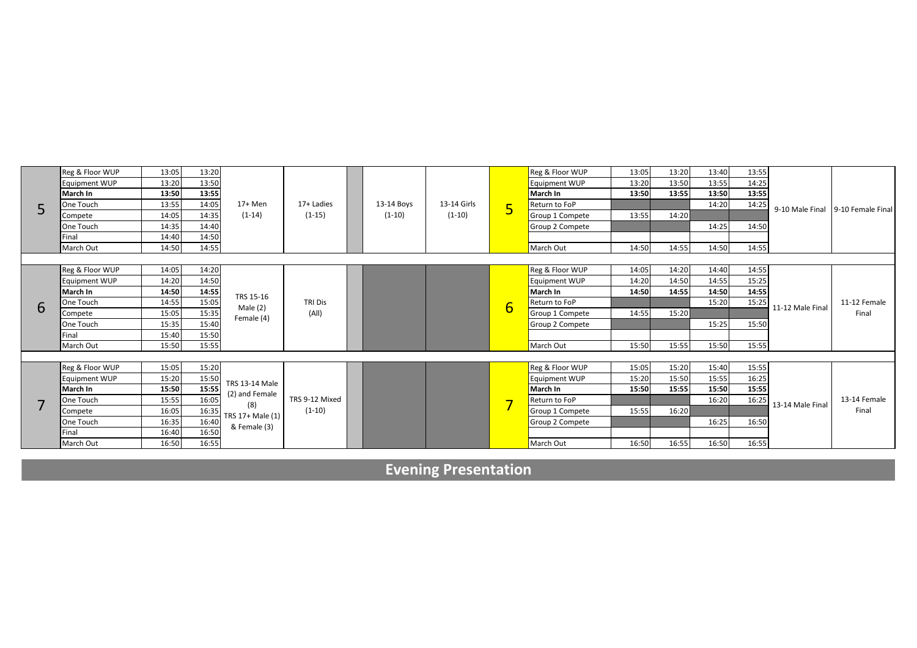| Round | Activity | Start | End | Event 1 | Event 2 | | Event 3 | Event 4 | Round | Activity | Start | End | Start | End | Final 1 | Final 2 |
|---|---|---|---|---|---|---|---|---|---|---|---|---|---|---|---|---|
| 5 | Reg & Floor WUP | 13:05 | 13:20 | 17+ Men (1-14) | 17+ Ladies (1-15) | | 13-14 Boys (1-10) | 13-14 Girls (1-10) | 5 | Reg & Floor WUP | 13:05 | 13:20 | 13:40 | 13:55 | 9-10 Male Final | 9-10 Female Final |
| | Equipment WUP | 13:20 | 13:50 | | | | | | | Equipment WUP | 13:20 | 13:50 | 13:55 | 14:25 | | |
| | **March In** | **13:50** | **13:55** | | | | | | | **March In** | **13:50** | **13:55** | **13:50** | **13:55** | | |
| | One Touch | 13:55 | 14:05 | | | | | | | Return to FoP | | | 14:20 | 14:25 | | |
| | Compete | 14:05 | 14:35 | | | | | | | Group 1 Compete | 13:55 | 14:20 | | | | |
| | One Touch | 14:35 | 14:40 | | | | | | | Group 2 Compete | | | 14:25 | 14:50 | | |
| | Final | 14:40 | 14:50 | | | | | | | | | | | | | |
| | March Out | 14:50 | 14:55 | | | | | | | March Out | 14:50 | 14:55 | 14:50 | 14:55 | | |
| 6 | Reg & Floor WUP | 14:05 | 14:20 | TRS 15-16 Male (2) Female (4) | TRI Dis (All) | | | | 6 | Reg & Floor WUP | 14:05 | 14:20 | 14:40 | 14:55 | 11-12 Male Final | 11-12 Female Final |
| | Equipment WUP | 14:20 | 14:50 | | | | | | | Equipment WUP | 14:20 | 14:50 | 14:55 | 15:25 | | |
| | **March In** | **14:50** | **14:55** | | | | | | | **March In** | **14:50** | **14:55** | **14:50** | **14:55** | | |
| | One Touch | 14:55 | 15:05 | | | | | | | Return to FoP | | | 15:20 | 15:25 | | |
| | Compete | 15:05 | 15:35 | | | | | | | Group 1 Compete | 14:55 | 15:20 | | | | |
| | One Touch | 15:35 | 15:40 | | | | | | | Group 2 Compete | | | 15:25 | 15:50 | | |
| | Final | 15:40 | 15:50 | | | | | | | | | | | | | |
| | March Out | 15:50 | 15:55 | | | | | | | March Out | 15:50 | 15:55 | 15:50 | 15:55 | | |
| 7 | Reg & Floor WUP | 15:05 | 15:20 | TRS 13-14 Male (2) and Female (8) TRS 17+ Male (1) & Female (3) | TRS 9-12 Mixed (1-10) | | | | 7 | Reg & Floor WUP | 15:05 | 15:20 | 15:40 | 15:55 | 13-14 Male Final | 13-14 Female Final |
| | Equipment WUP | 15:20 | 15:50 | | | | | | | Equipment WUP | 15:20 | 15:50 | 15:55 | 16:25 | | |
| | **March In** | **15:50** | **15:55** | | | | | | | **March In** | **15:50** | **15:55** | **15:50** | **15:55** | | |
| | One Touch | 15:55 | 16:05 | | | | | | | Return to FoP | | | 16:20 | 16:25 | | |
| | Compete | 16:05 | 16:35 | | | | | | | Group 1 Compete | 15:55 | 16:20 | | | | |
| | One Touch | 16:35 | 16:40 | | | | | | | Group 2 Compete | | | 16:25 | 16:50 | | |
| | Final | 16:40 | 16:50 | | | | | | | | | | | | | |
| | March Out | 16:50 | 16:55 | | | | | | | March Out | 16:50 | 16:55 | 16:50 | 16:55 | | |

## Evening Presentation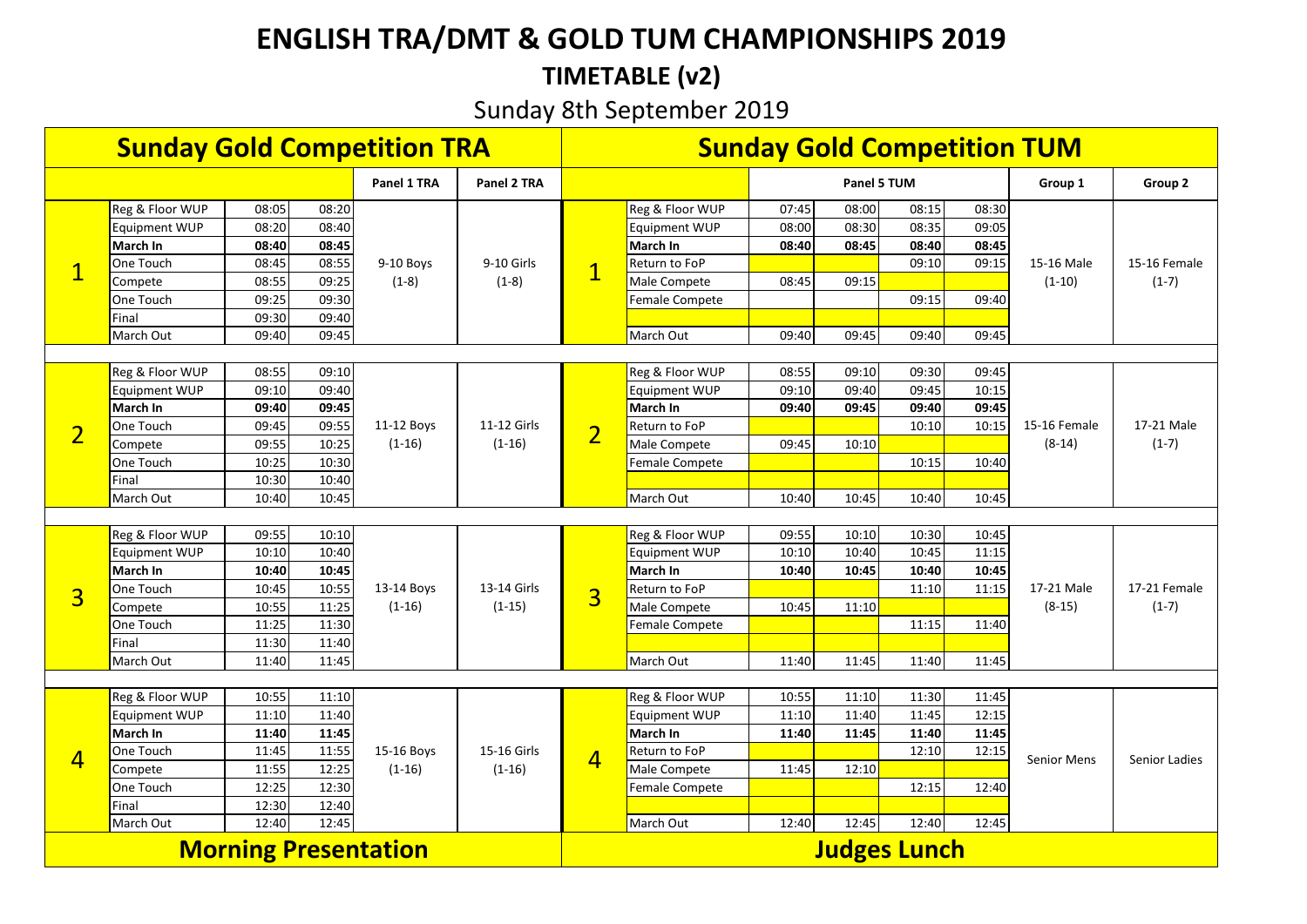# ENGLISH TRA/DMT & GOLD TUM CHAMPIONSHIPS 2019

## TIMETABLE (v2)

Sunday 8th September 2019

## Sunday Gold Competition TRA

| | | | | Panel 1 TRA | Panel 2 TRA |
|---|---|---|---|---|---|
| 1 | Reg & Floor WUP | 08:05 | 08:20 | 9-10 Boys (1-8) | 9-10 Girls (1-8) |
| | Equipment WUP | 08:20 | 08:40 | | |
| | **March In** | **08:40** | **08:45** | | |
| | One Touch | 08:45 | 08:55 | | |
| | Compete | 08:55 | 09:25 | | |
| | One Touch | 09:25 | 09:30 | | |
| | Final | 09:30 | 09:40 | | |
| | March Out | 09:40 | 09:45 | | |
| 2 | Reg & Floor WUP | 08:55 | 09:10 | 11-12 Boys (1-16) | 11-12 Girls (1-16) |
| | Equipment WUP | 09:10 | 09:40 | | |
| | **March In** | **09:40** | **09:45** | | |
| | One Touch | 09:45 | 09:55 | | |
| | Compete | 09:55 | 10:25 | | |
| | One Touch | 10:25 | 10:30 | | |
| | Final | 10:30 | 10:40 | | |
| | March Out | 10:40 | 10:45 | | |
| 3 | Reg & Floor WUP | 09:55 | 10:10 | 13-14 Boys (1-16) | 13-14 Girls (1-15) |
| | Equipment WUP | 10:10 | 10:40 | | |
| | **March In** | **10:40** | **10:45** | | |
| | One Touch | 10:45 | 10:55 | | |
| | Compete | 10:55 | 11:25 | | |
| | One Touch | 11:25 | 11:30 | | |
| | Final | 11:30 | 11:40 | | |
| | March Out | 11:40 | 11:45 | | |
| 4 | Reg & Floor WUP | 10:55 | 11:10 | 15-16 Boys (1-16) | 15-16 Girls (1-16) |
| | Equipment WUP | 11:10 | 11:40 | | |
| | **March In** | **11:40** | **11:45** | | |
| | One Touch | 11:45 | 11:55 | | |
| | Compete | 11:55 | 12:25 | | |
| | One Touch | 12:25 | 12:30 | | |
| | Final | 12:30 | 12:40 | | |
| | March Out | 12:40 | 12:45 | | |

**Morning Presentation**

## Sunday Gold Competition TUM

| | | Panel 5 TUM | | | | Group 1 | Group 2 |
|---|---|---|---|---|---|---|---|
| 1 | Reg & Floor WUP | 07:45 | 08:00 | 08:15 | 08:30 | 15-16 Male (1-10) | 15-16 Female (1-7) |
| | Equipment WUP | 08:00 | 08:30 | 08:35 | 09:05 | | |
| | **March In** | **08:40** | **08:45** | **08:40** | **08:45** | | |
| | Return to FoP | | | 09:10 | 09:15 | | |
| | Male Compete | 08:45 | 09:15 | | | | |
| | Female Compete | | | 09:15 | 09:40 | | |
| | March Out | 09:40 | 09:45 | 09:40 | 09:45 | | |
| 2 | Reg & Floor WUP | 08:55 | 09:10 | 09:30 | 09:45 | 15-16 Female (8-14) | 17-21 Male (1-7) |
| | Equipment WUP | 09:10 | 09:40 | 09:45 | 10:15 | | |
| | **March In** | **09:40** | **09:45** | **09:40** | **09:45** | | |
| | Return to FoP | | | 10:10 | 10:15 | | |
| | Male Compete | 09:45 | 10:10 | | | | |
| | Female Compete | | | 10:15 | 10:40 | | |
| | March Out | 10:40 | 10:45 | 10:40 | 10:45 | | |
| 3 | Reg & Floor WUP | 09:55 | 10:10 | 10:30 | 10:45 | 17-21 Male (8-15) | 17-21 Female (1-7) |
| | Equipment WUP | 10:10 | 10:40 | 10:45 | 11:15 | | |
| | **March In** | **10:40** | **10:45** | **10:40** | **10:45** | | |
| | Return to FoP | | | 11:10 | 11:15 | | |
| | Male Compete | 10:45 | 11:10 | | | | |
| | Female Compete | | | 11:15 | 11:40 | | |
| | March Out | 11:40 | 11:45 | 11:40 | 11:45 | | |
| 4 | Reg & Floor WUP | 10:55 | 11:10 | 11:30 | 11:45 | Senior Mens | Senior Ladies |
| | Equipment WUP | 11:10 | 11:40 | 11:45 | 12:15 | | |
| | **March In** | **11:40** | **11:45** | **11:40** | **11:45** | | |
| | Return to FoP | | | 12:10 | 12:15 | | |
| | Male Compete | 11:45 | 12:10 | | | | |
| | Female Compete | | | 12:15 | 12:40 | | |
| | March Out | 12:40 | 12:45 | 12:40 | 12:45 | | |

**Judges Lunch**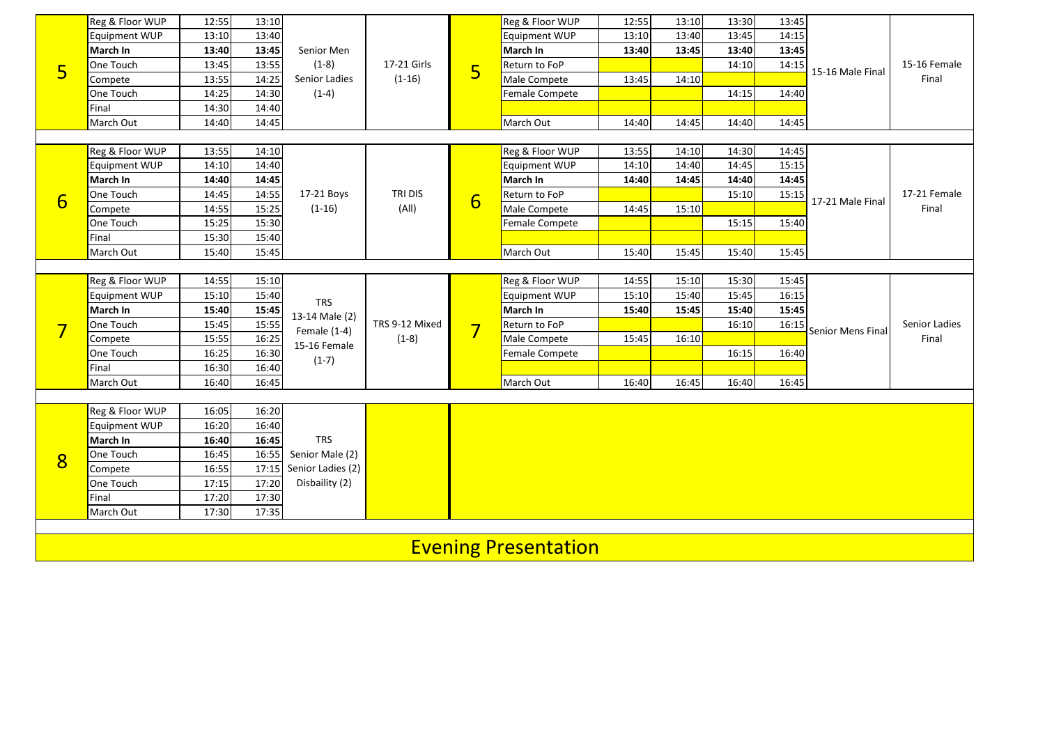| Rotation | Activity | Start | End | Group | Group | Rotation | Activity | Male Start | Male End | Female Start | Female End | Final | Final |
|---|---|---|---|---|---|---|---|---|---|---|---|---|---|
| 5 | Reg & Floor WUP | 12:55 | 13:10 | Senior Men (1-8) Senior Ladies (1-4) | 17-21 Girls (1-16) | 5 | Reg & Floor WUP | 12:55 | 13:10 | 13:30 | 13:45 | 15-16 Male Final | 15-16 Female Final |
| | Equipment WUP | 13:10 | 13:40 | | | | Equipment WUP | 13:10 | 13:40 | 13:45 | 14:15 | | |
| | **March In** | **13:40** | **13:45** | | | | **March In** | **13:40** | **13:45** | **13:40** | **13:45** | | |
| | One Touch | 13:45 | 13:55 | | | | Return to FoP | | | 14:10 | 14:15 | | |
| | Compete | 13:55 | 14:25 | | | | Male Compete | 13:45 | 14:10 | | | | |
| | One Touch | 14:25 | 14:30 | | | | Female Compete | | | 14:15 | 14:40 | | |
| | Final | 14:30 | 14:40 | | | | | | | | | | |
| | March Out | 14:40 | 14:45 | | | | March Out | 14:40 | 14:45 | 14:40 | 14:45 | | |
| 6 | Reg & Floor WUP | 13:55 | 14:10 | 17-21 Boys (1-16) | TRI DIS (All) | 6 | Reg & Floor WUP | 13:55 | 14:10 | 14:30 | 14:45 | 17-21 Male Final | 17-21 Female Final |
| | Equipment WUP | 14:10 | 14:40 | | | | Equipment WUP | 14:10 | 14:40 | 14:45 | 15:15 | | |
| | **March In** | **14:40** | **14:45** | | | | **March In** | **14:40** | **14:45** | **14:40** | **14:45** | | |
| | One Touch | 14:45 | 14:55 | | | | Return to FoP | | | 15:10 | 15:15 | | |
| | Compete | 14:55 | 15:25 | | | | Male Compete | 14:45 | 15:10 | | | | |
| | One Touch | 15:25 | 15:30 | | | | Female Compete | | | 15:15 | 15:40 | | |
| | Final | 15:30 | 15:40 | | | | | | | | | | |
| | March Out | 15:40 | 15:45 | | | | March Out | 15:40 | 15:45 | 15:40 | 15:45 | | |
| 7 | Reg & Floor WUP | 14:55 | 15:10 | TRS 13-14 Male (2) Female (1-4) 15-16 Female (1-7) | TRS 9-12 Mixed (1-8) | 7 | Reg & Floor WUP | 14:55 | 15:10 | 15:30 | 15:45 | Senior Mens Final | Senior Ladies Final |
| | Equipment WUP | 15:10 | 15:40 | | | | Equipment WUP | 15:10 | 15:40 | 15:45 | 16:15 | | |
| | **March In** | **15:40** | **15:45** | | | | **March In** | **15:40** | **15:45** | **15:40** | **15:45** | | |
| | One Touch | 15:45 | 15:55 | | | | Return to FoP | | | 16:10 | 16:15 | | |
| | Compete | 15:55 | 16:25 | | | | Male Compete | 15:45 | 16:10 | | | | |
| | One Touch | 16:25 | 16:30 | | | | Female Compete | | | 16:15 | 16:40 | | |
| | Final | 16:30 | 16:40 | | | | | | | | | | |
| | March Out | 16:40 | 16:45 | | | | March Out | 16:40 | 16:45 | 16:40 | 16:45 | | |
| 8 | Reg & Floor WUP | 16:05 | 16:20 | TRS Senior Male (2) Senior Ladies (2) Disbaility (2) | | | | | | | | | |
| | Equipment WUP | 16:20 | 16:40 | | | | | | | | | | |
| | **March In** | **16:40** | **16:45** | | | | | | | | | | |
| | One Touch | 16:45 | 16:55 | | | | | | | | | | |
| | Compete | 16:55 | 17:15 | | | | | | | | | | |
| | One Touch | 17:15 | 17:20 | | | | | | | | | | |
| | Final | 17:20 | 17:30 | | | | | | | | | | |
| | March Out | 17:30 | 17:35 | | | | | | | | | | |

# Evening Presentation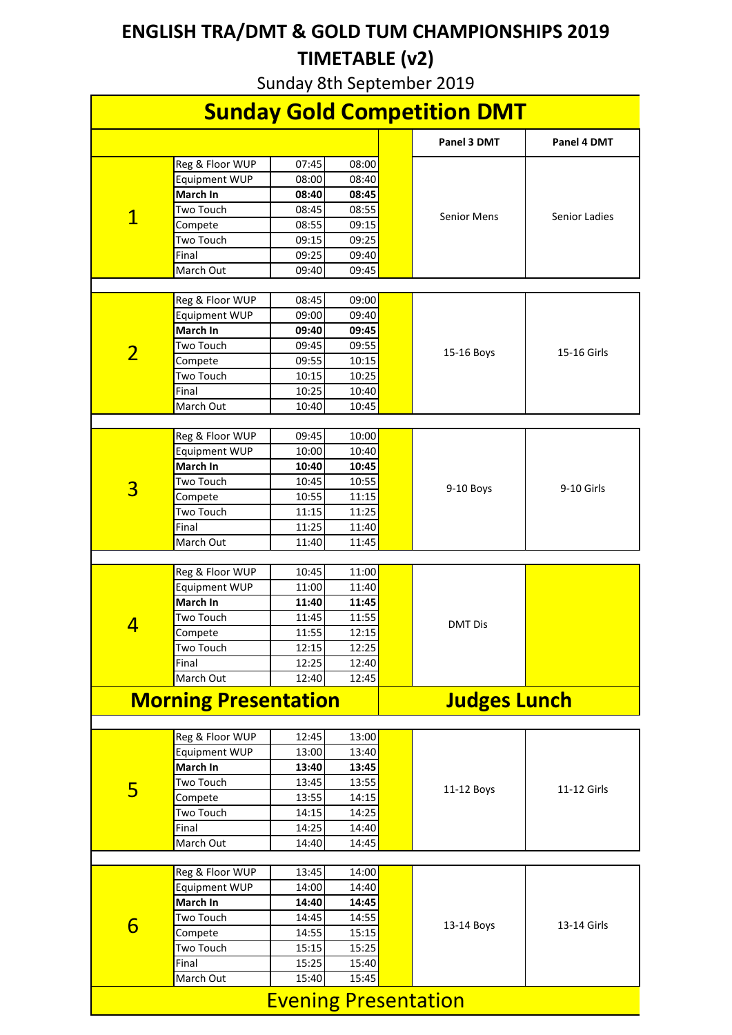# ENGLISH TRA/DMT & GOLD TUM CHAMPIONSHIPS 2019

# TIMETABLE (v2)

Sunday 8th September 2019

## Sunday Gold Competition DMT

| | | | | | Panel 3 DMT | Panel 4 DMT |
|---|---|---|---|---|---|---|
| 1 | Reg & Floor WUP | 07:45 | 08:00 | | Senior Mens | Senior Ladies |
| | Equipment WUP | 08:00 | 08:40 | | | |
| | **March In** | **08:40** | **08:45** | | | |
| | Two Touch | 08:45 | 08:55 | | | |
| | Compete | 08:55 | 09:15 | | | |
| | Two Touch | 09:15 | 09:25 | | | |
| | Final | 09:25 | 09:40 | | | |
| | March Out | 09:40 | 09:45 | | | |
| 2 | Reg & Floor WUP | 08:45 | 09:00 | | 15-16 Boys | 15-16 Girls |
| | Equipment WUP | 09:00 | 09:40 | | | |
| | **March In** | **09:40** | **09:45** | | | |
| | Two Touch | 09:45 | 09:55 | | | |
| | Compete | 09:55 | 10:15 | | | |
| | Two Touch | 10:15 | 10:25 | | | |
| | Final | 10:25 | 10:40 | | | |
| | March Out | 10:40 | 10:45 | | | |
| 3 | Reg & Floor WUP | 09:45 | 10:00 | | 9-10 Boys | 9-10 Girls |
| | Equipment WUP | 10:00 | 10:40 | | | |
| | **March In** | **10:40** | **10:45** | | | |
| | Two Touch | 10:45 | 10:55 | | | |
| | Compete | 10:55 | 11:15 | | | |
| | Two Touch | 11:15 | 11:25 | | | |
| | Final | 11:25 | 11:40 | | | |
| | March Out | 11:40 | 11:45 | | | |
| 4 | Reg & Floor WUP | 10:45 | 11:00 | | DMT Dis | |
| | Equipment WUP | 11:00 | 11:40 | | | |
| | **March In** | **11:40** | **11:45** | | | |
| | Two Touch | 11:45 | 11:55 | | | |
| | Compete | 11:55 | 12:15 | | | |
| | Two Touch | 12:15 | 12:25 | | | |
| | Final | 12:25 | 12:40 | | | |
| | March Out | 12:40 | 12:45 | | | |
| **Morning Presentation** | | | | | **Judges Lunch** | |
| 5 | Reg & Floor WUP | 12:45 | 13:00 | | 11-12 Boys | 11-12 Girls |
| | Equipment WUP | 13:00 | 13:40 | | | |
| | **March In** | **13:40** | **13:45** | | | |
| | Two Touch | 13:45 | 13:55 | | | |
| | Compete | 13:55 | 14:15 | | | |
| | Two Touch | 14:15 | 14:25 | | | |
| | Final | 14:25 | 14:40 | | | |
| | March Out | 14:40 | 14:45 | | | |
| 6 | Reg & Floor WUP | 13:45 | 14:00 | | 13-14 Boys | 13-14 Girls |
| | Equipment WUP | 14:00 | 14:40 | | | |
| | **March In** | **14:40** | **14:45** | | | |
| | Two Touch | 14:45 | 14:55 | | | |
| | Compete | 14:55 | 15:15 | | | |
| | Two Touch | 15:15 | 15:25 | | | |
| | Final | 15:25 | 15:40 | | | |
| | March Out | 15:40 | 15:45 | | | |
| Evening Presentation | | | | | | |